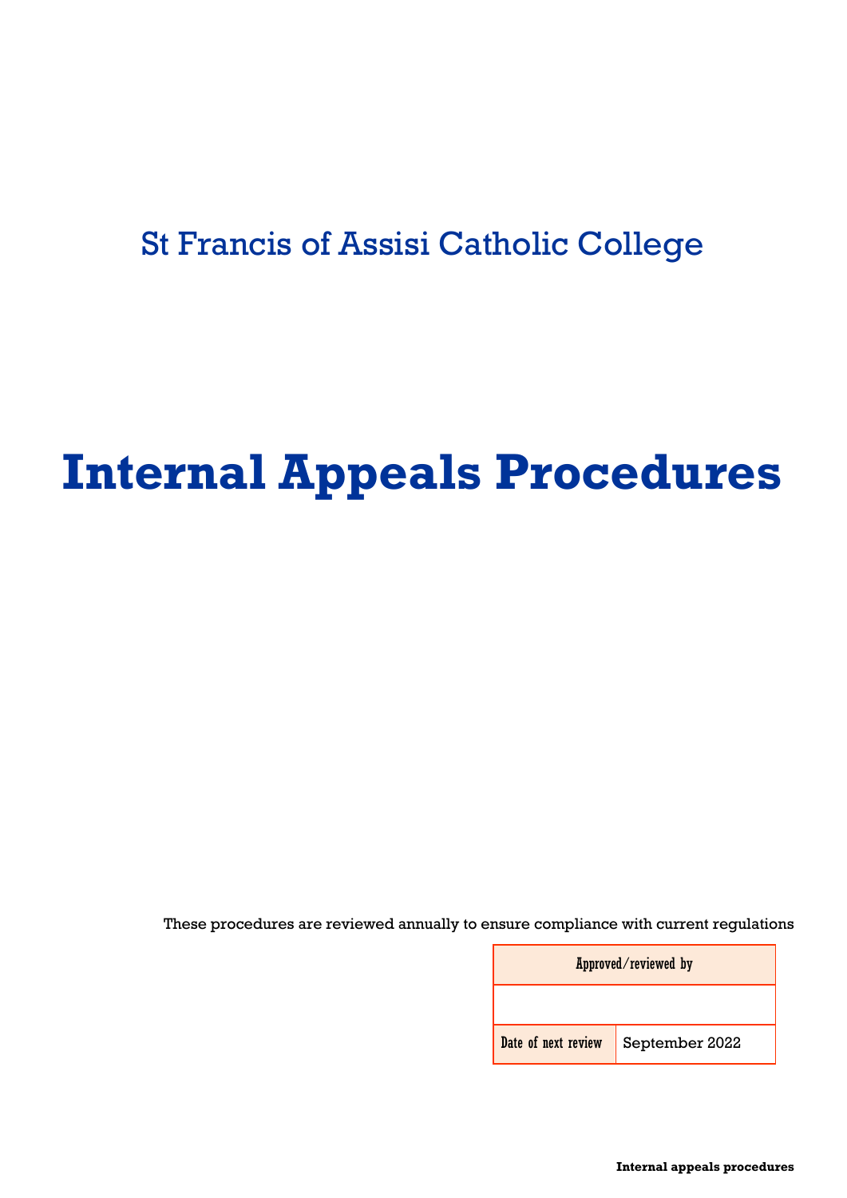St Francis of Assisi Catholic College

# Internal Appeals Procedures

These procedures are reviewed annually to ensure compliance with current regulations

| Approved/reviewed by | |
| --- | --- |
| | |
| Date of next review | September 2022 |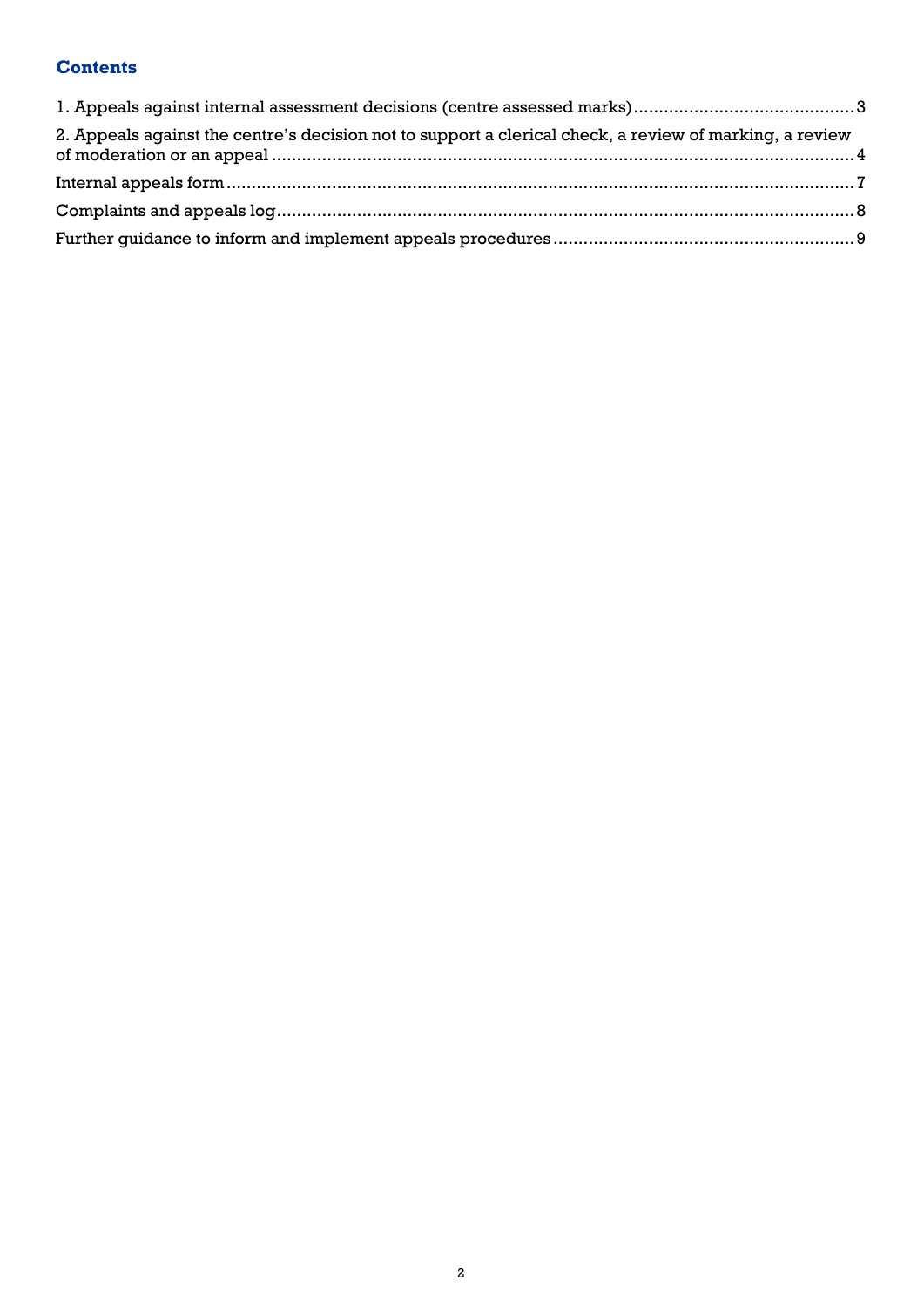## Contents

1. Appeals against internal assessment decisions (centre assessed marks) ........ 3
2. Appeals against the centre's decision not to support a clerical check, a review of marking, a review of moderation or an appeal ........ 4

Internal appeals form ........ 7

Complaints and appeals log ........ 8

Further guidance to inform and implement appeals procedures ........ 9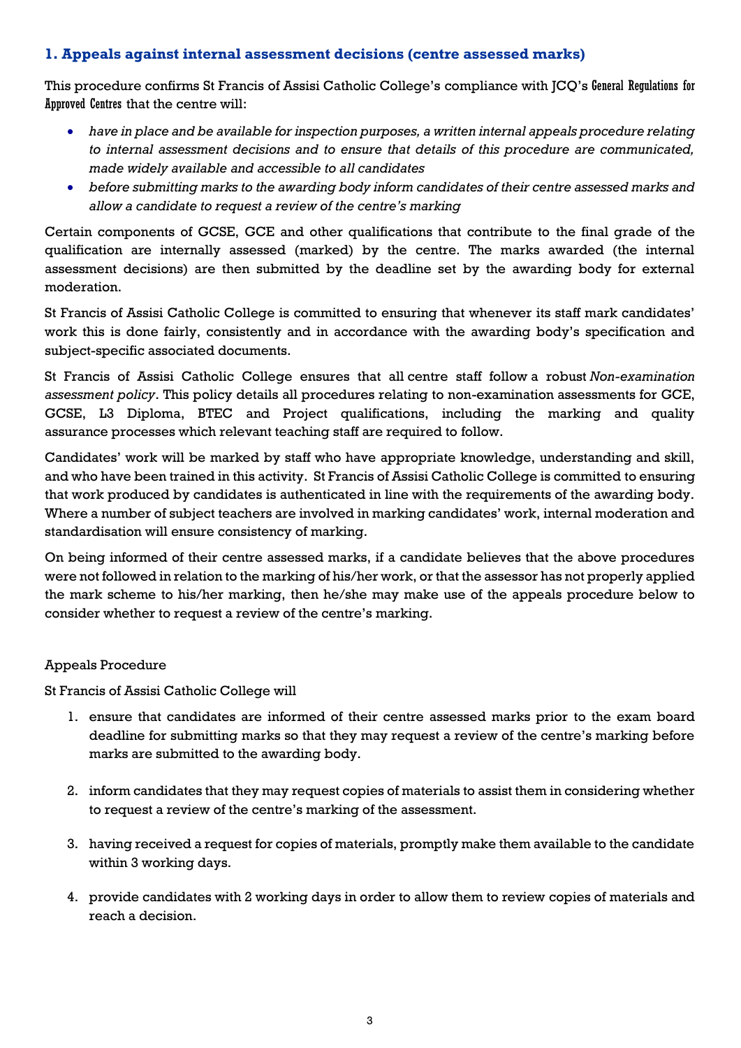## 1. Appeals against internal assessment decisions (centre assessed marks)

This procedure confirms St Francis of Assisi Catholic College's compliance with JCQ's General Regulations for Approved Centres that the centre will:

- *have in place and be available for inspection purposes, a written internal appeals procedure relating to internal assessment decisions and to ensure that details of this procedure are communicated, made widely available and accessible to all candidates*
- *before submitting marks to the awarding body inform candidates of their centre assessed marks and allow a candidate to request a review of the centre's marking*

Certain components of GCSE, GCE and other qualifications that contribute to the final grade of the qualification are internally assessed (marked) by the centre. The marks awarded (the internal assessment decisions) are then submitted by the deadline set by the awarding body for external moderation.

St Francis of Assisi Catholic College is committed to ensuring that whenever its staff mark candidates' work this is done fairly, consistently and in accordance with the awarding body's specification and subject-specific associated documents.

St Francis of Assisi Catholic College ensures that all centre staff follow a robust *Non-examination assessment policy*. This policy details all procedures relating to non-examination assessments for GCE, GCSE, L3 Diploma, BTEC and Project qualifications, including the marking and quality assurance processes which relevant teaching staff are required to follow.

Candidates' work will be marked by staff who have appropriate knowledge, understanding and skill, and who have been trained in this activity. St Francis of Assisi Catholic College is committed to ensuring that work produced by candidates is authenticated in line with the requirements of the awarding body. Where a number of subject teachers are involved in marking candidates' work, internal moderation and standardisation will ensure consistency of marking.

On being informed of their centre assessed marks, if a candidate believes that the above procedures were not followed in relation to the marking of his/her work, or that the assessor has not properly applied the mark scheme to his/her marking, then he/she may make use of the appeals procedure below to consider whether to request a review of the centre's marking.

Appeals Procedure

St Francis of Assisi Catholic College will

1. ensure that candidates are informed of their centre assessed marks prior to the exam board deadline for submitting marks so that they may request a review of the centre's marking before marks are submitted to the awarding body.
2. inform candidates that they may request copies of materials to assist them in considering whether to request a review of the centre's marking of the assessment.
3. having received a request for copies of materials, promptly make them available to the candidate within 3 working days.
4. provide candidates with 2 working days in order to allow them to review copies of materials and reach a decision.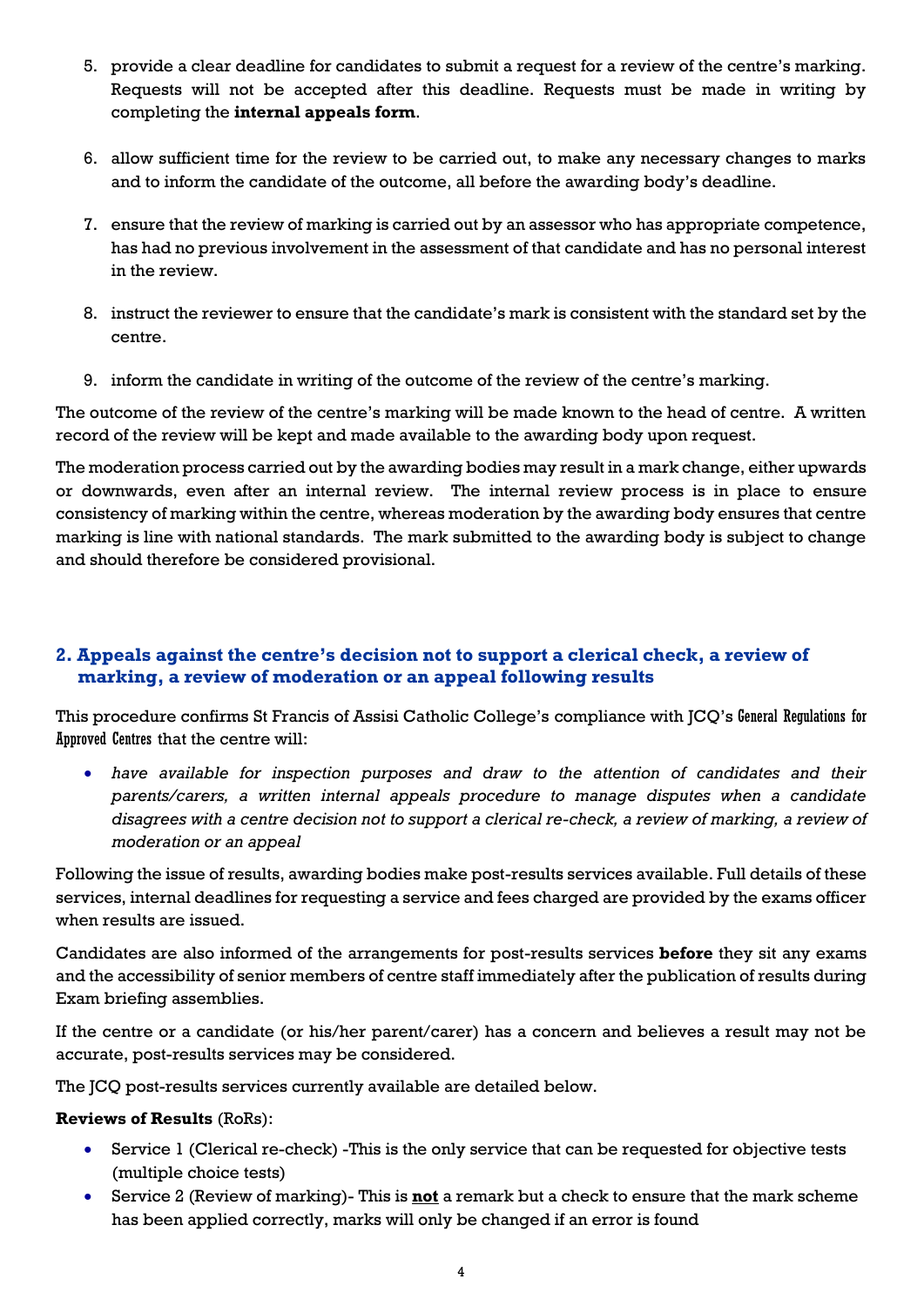5. provide a clear deadline for candidates to submit a request for a review of the centre's marking. Requests will not be accepted after this deadline. Requests must be made in writing by completing the **internal appeals form**.

6. allow sufficient time for the review to be carried out, to make any necessary changes to marks and to inform the candidate of the outcome, all before the awarding body's deadline.

7. ensure that the review of marking is carried out by an assessor who has appropriate competence, has had no previous involvement in the assessment of that candidate and has no personal interest in the review.

8. instruct the reviewer to ensure that the candidate's mark is consistent with the standard set by the centre.

9. inform the candidate in writing of the outcome of the review of the centre's marking.

The outcome of the review of the centre's marking will be made known to the head of centre. A written record of the review will be kept and made available to the awarding body upon request.

The moderation process carried out by the awarding bodies may result in a mark change, either upwards or downwards, even after an internal review. The internal review process is in place to ensure consistency of marking within the centre, whereas moderation by the awarding body ensures that centre marking is line with national standards. The mark submitted to the awarding body is subject to change and should therefore be considered provisional.

## 2. Appeals against the centre's decision not to support a clerical check, a review of marking, a review of moderation or an appeal following results

This procedure confirms St Francis of Assisi Catholic College's compliance with JCQ's General Regulations for Approved Centres that the centre will:

- *have available for inspection purposes and draw to the attention of candidates and their parents/carers, a written internal appeals procedure to manage disputes when a candidate disagrees with a centre decision not to support a clerical re-check, a review of marking, a review of moderation or an appeal*

Following the issue of results, awarding bodies make post-results services available. Full details of these services, internal deadlines for requesting a service and fees charged are provided by the exams officer when results are issued.

Candidates are also informed of the arrangements for post-results services **before** they sit any exams and the accessibility of senior members of centre staff immediately after the publication of results during Exam briefing assemblies.

If the centre or a candidate (or his/her parent/carer) has a concern and believes a result may not be accurate, post-results services may be considered.

The JCQ post-results services currently available are detailed below.

**Reviews of Results** (RoRs):

- Service 1 (Clerical re-check) -This is the only service that can be requested for objective tests (multiple choice tests)
- Service 2 (Review of marking)- This is **not** a remark but a check to ensure that the mark scheme has been applied correctly, marks will only be changed if an error is found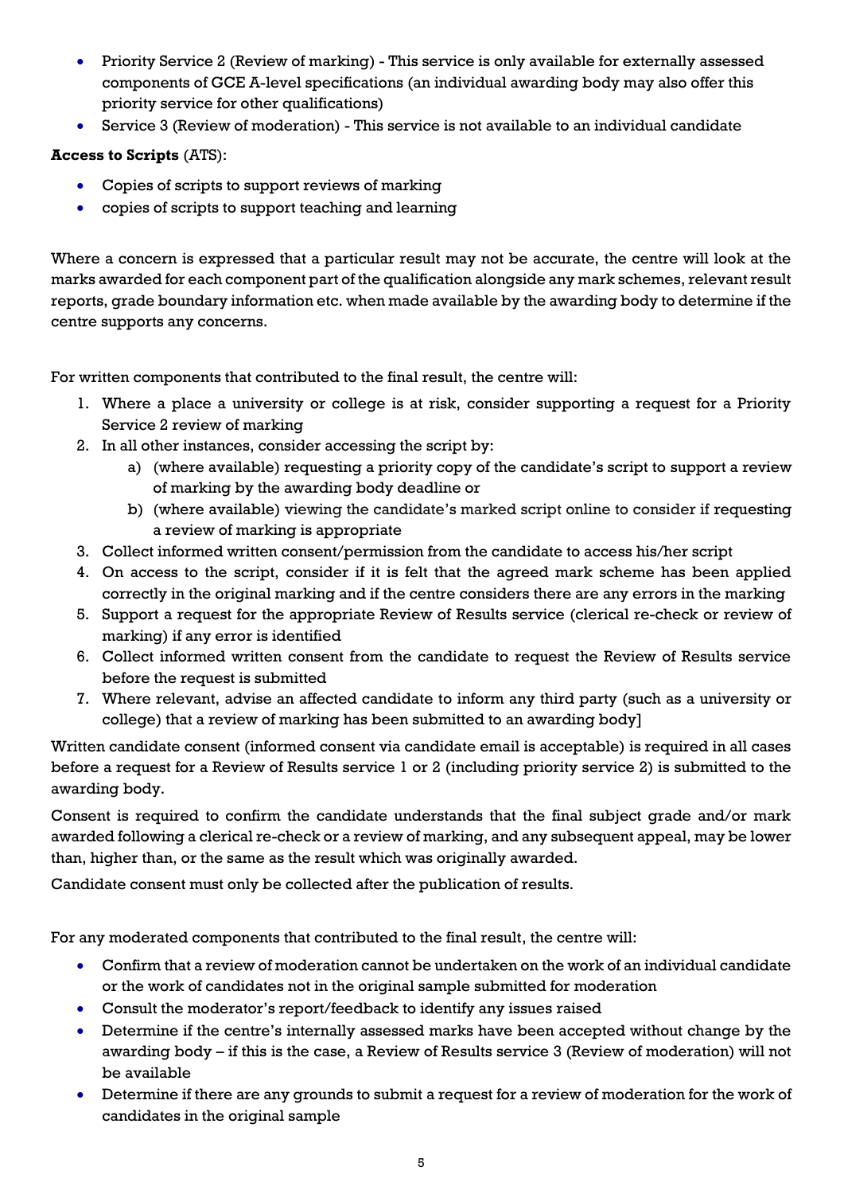- Priority Service 2 (Review of marking) - This service is only available for externally assessed components of GCE A-level specifications (an individual awarding body may also offer this priority service for other qualifications)
- Service 3 (Review of moderation) - This service is not available to an individual candidate

**Access to Scripts** (ATS):

- Copies of scripts to support reviews of marking
- copies of scripts to support teaching and learning

Where a concern is expressed that a particular result may not be accurate, the centre will look at the marks awarded for each component part of the qualification alongside any mark schemes, relevant result reports, grade boundary information etc. when made available by the awarding body to determine if the centre supports any concerns.

For written components that contributed to the final result, the centre will:

1. Where a place a university or college is at risk, consider supporting a request for a Priority Service 2 review of marking
2. In all other instances, consider accessing the script by:
   a) (where available) requesting a priority copy of the candidate's script to support a review of marking by the awarding body deadline or
   b) (where available) viewing the candidate's marked script online to consider if requesting a review of marking is appropriate
3. Collect informed written consent/permission from the candidate to access his/her script
4. On access to the script, consider if it is felt that the agreed mark scheme has been applied correctly in the original marking and if the centre considers there are any errors in the marking
5. Support a request for the appropriate Review of Results service (clerical re-check or review of marking) if any error is identified
6. Collect informed written consent from the candidate to request the Review of Results service before the request is submitted
7. Where relevant, advise an affected candidate to inform any third party (such as a university or college) that a review of marking has been submitted to an awarding body]

Written candidate consent (informed consent via candidate email is acceptable) is required in all cases before a request for a Review of Results service 1 or 2 (including priority service 2) is submitted to the awarding body.

Consent is required to confirm the candidate understands that the final subject grade and/or mark awarded following a clerical re-check or a review of marking, and any subsequent appeal, may be lower than, higher than, or the same as the result which was originally awarded.

Candidate consent must only be collected after the publication of results.

For any moderated components that contributed to the final result, the centre will:

- Confirm that a review of moderation cannot be undertaken on the work of an individual candidate or the work of candidates not in the original sample submitted for moderation
- Consult the moderator's report/feedback to identify any issues raised
- Determine if the centre's internally assessed marks have been accepted without change by the awarding body – if this is the case, a Review of Results service 3 (Review of moderation) will not be available
- Determine if there are any grounds to submit a request for a review of moderation for the work of candidates in the original sample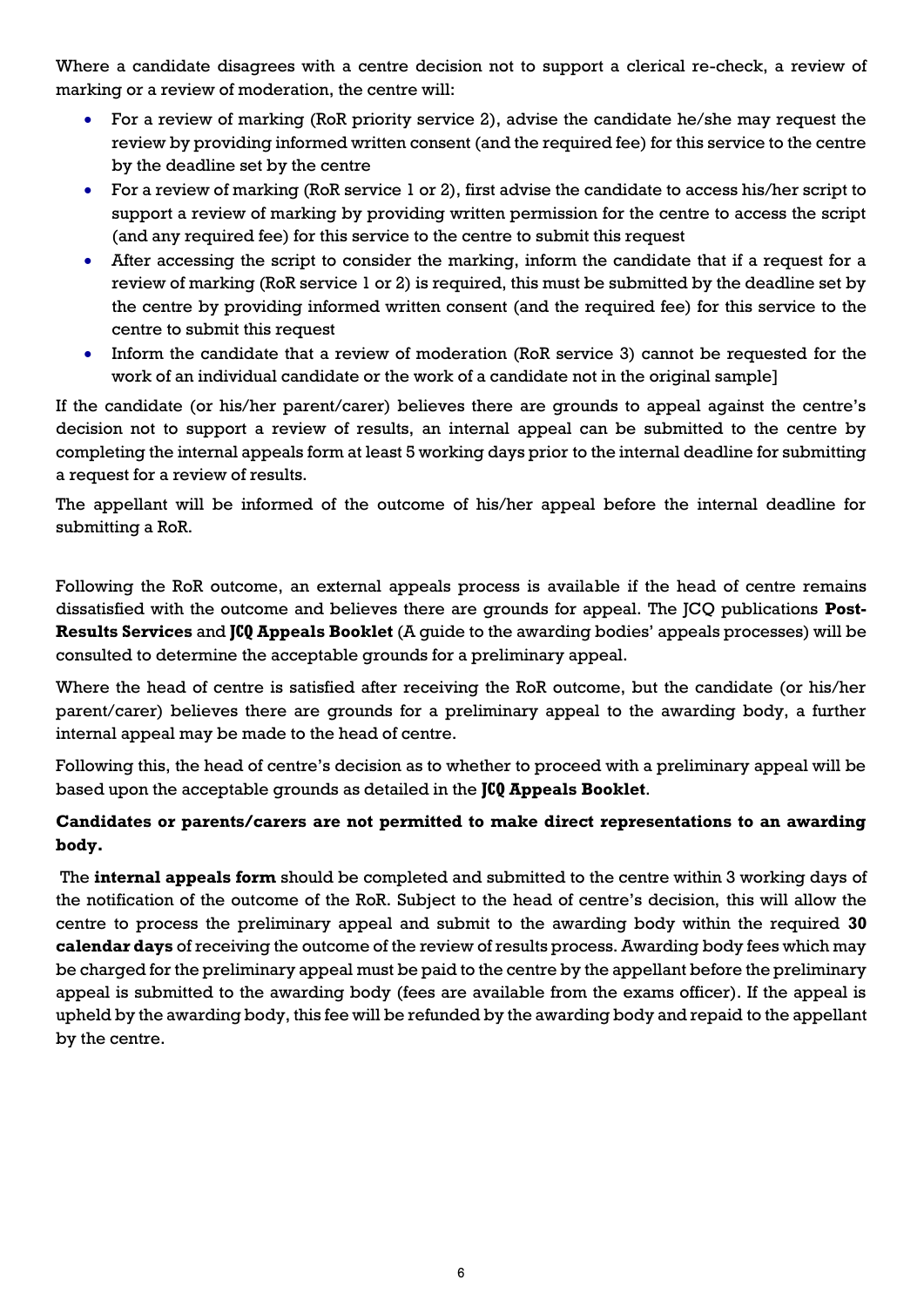Where a candidate disagrees with a centre decision not to support a clerical re-check, a review of marking or a review of moderation, the centre will:

- For a review of marking (RoR priority service 2), advise the candidate he/she may request the review by providing informed written consent (and the required fee) for this service to the centre by the deadline set by the centre
- For a review of marking (RoR service 1 or 2), first advise the candidate to access his/her script to support a review of marking by providing written permission for the centre to access the script (and any required fee) for this service to the centre to submit this request
- After accessing the script to consider the marking, inform the candidate that if a request for a review of marking (RoR service 1 or 2) is required, this must be submitted by the deadline set by the centre by providing informed written consent (and the required fee) for this service to the centre to submit this request
- Inform the candidate that a review of moderation (RoR service 3) cannot be requested for the work of an individual candidate or the work of a candidate not in the original sample]

If the candidate (or his/her parent/carer) believes there are grounds to appeal against the centre's decision not to support a review of results, an internal appeal can be submitted to the centre by completing the internal appeals form at least 5 working days prior to the internal deadline for submitting a request for a review of results.

The appellant will be informed of the outcome of his/her appeal before the internal deadline for submitting a RoR.

Following the RoR outcome, an external appeals process is available if the head of centre remains dissatisfied with the outcome and believes there are grounds for appeal. The JCQ publications **Post-Results Services** and **JCQ Appeals Booklet** (A guide to the awarding bodies' appeals processes) will be consulted to determine the acceptable grounds for a preliminary appeal.

Where the head of centre is satisfied after receiving the RoR outcome, but the candidate (or his/her parent/carer) believes there are grounds for a preliminary appeal to the awarding body, a further internal appeal may be made to the head of centre.

Following this, the head of centre's decision as to whether to proceed with a preliminary appeal will be based upon the acceptable grounds as detailed in the **JCQ Appeals Booklet**.

**Candidates or parents/carers are not permitted to make direct representations to an awarding body.**

The **internal appeals form** should be completed and submitted to the centre within 3 working days of the notification of the outcome of the RoR. Subject to the head of centre's decision, this will allow the centre to process the preliminary appeal and submit to the awarding body within the required **30 calendar days** of receiving the outcome of the review of results process. Awarding body fees which may be charged for the preliminary appeal must be paid to the centre by the appellant before the preliminary appeal is submitted to the awarding body (fees are available from the exams officer). If the appeal is upheld by the awarding body, this fee will be refunded by the awarding body and repaid to the appellant by the centre.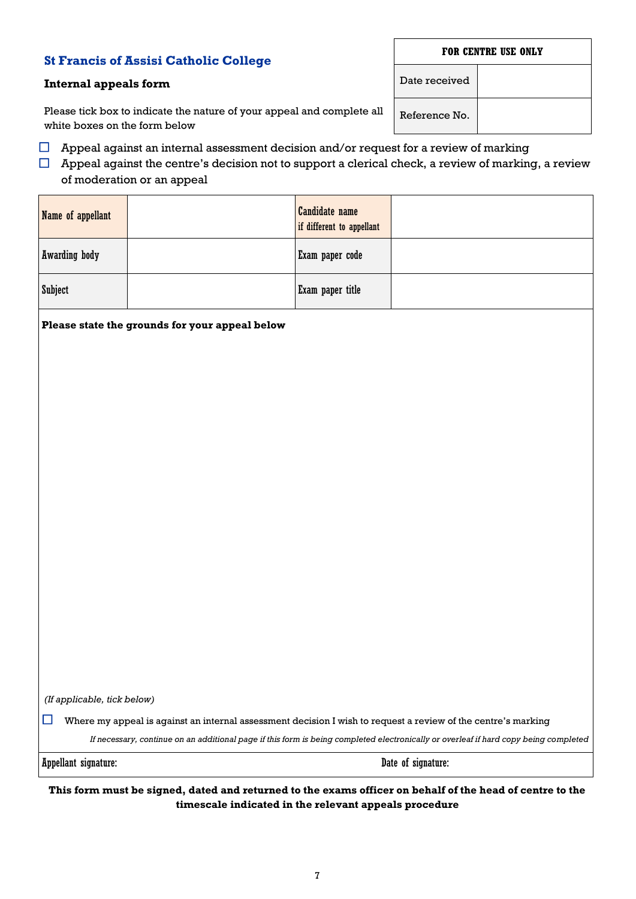## St Francis of Assisi Catholic College

### Internal appeals form

| FOR CENTRE USE ONLY | |
|---|---|
| Date received | |
| Reference No. | |

Please tick box to indicate the nature of your appeal and complete all white boxes on the form below

☐ Appeal against an internal assessment decision and/or request for a review of marking

☐ Appeal against the centre's decision not to support a clerical check, a review of marking, a review of moderation or an appeal

| Name of appellant | | Candidate name if different to appellant | |
|---|---|---|---|
| Awarding body | | Exam paper code | |
| Subject | | Exam paper title | |

**Please state the grounds for your appeal below**

*(If applicable, tick below)*

☐ Where my appeal is against an internal assessment decision I wish to request a review of the centre's marking

*If necessary, continue on an additional page if this form is being completed electronically or overleaf if hard copy being completed*

Appellant signature: Date of signature:

**This form must be signed, dated and returned to the exams officer on behalf of the head of centre to the timescale indicated in the relevant appeals procedure**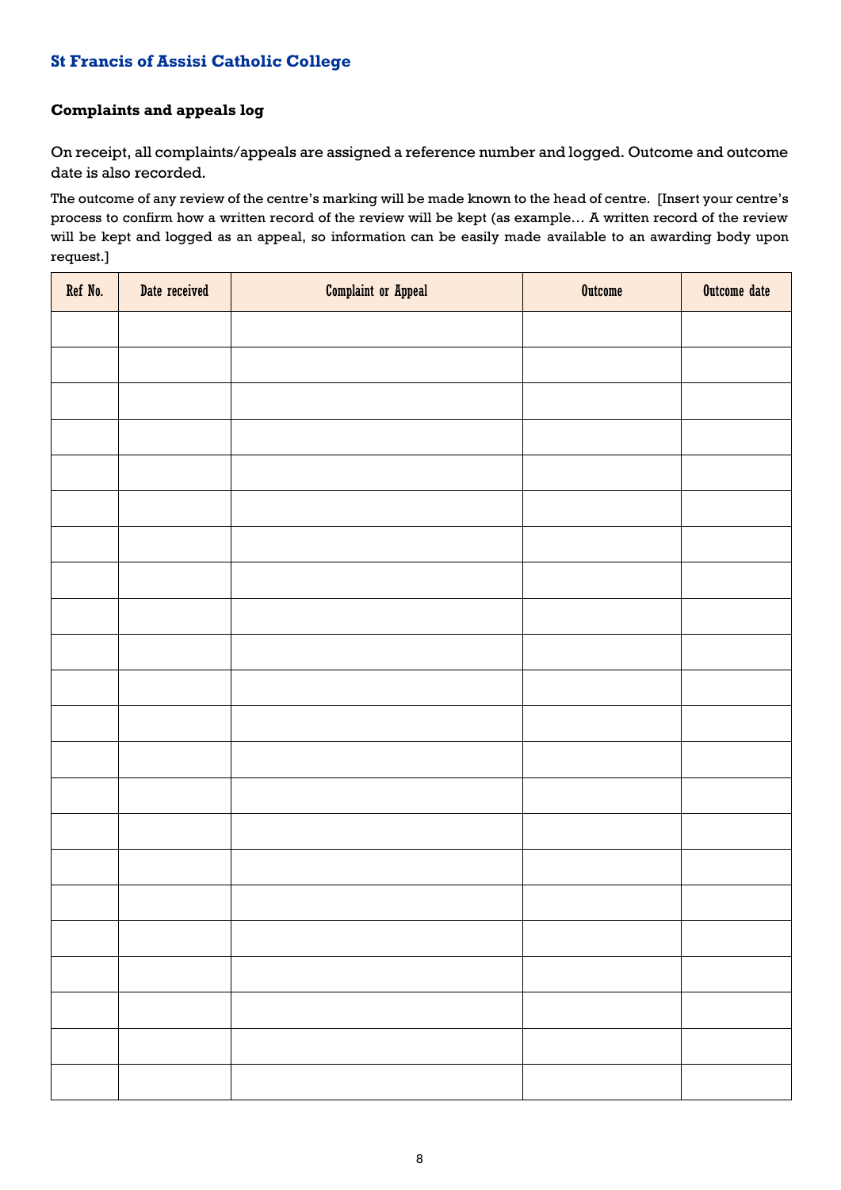## St Francis of Assisi Catholic College

### Complaints and appeals log

On receipt, all complaints/appeals are assigned a reference number and logged. Outcome and outcome date is also recorded.

The outcome of any review of the centre's marking will be made known to the head of centre. [Insert your centre's process to confirm how a written record of the review will be kept (as example… A written record of the review will be kept and logged as an appeal, so information can be easily made available to an awarding body upon request.]

| Ref No. | Date received | Complaint or Appeal | Outcome | Outcome date |
|---|---|---|---|---|
| | | | | |
| | | | | |
| | | | | |
| | | | | |
| | | | | |
| | | | | |
| | | | | |
| | | | | |
| | | | | |
| | | | | |
| | | | | |
| | | | | |
| | | | | |
| | | | | |
| | | | | |
| | | | | |
| | | | | |
| | | | | |
| | | | | |
| | | | | |
| | | | | |
| | | | | |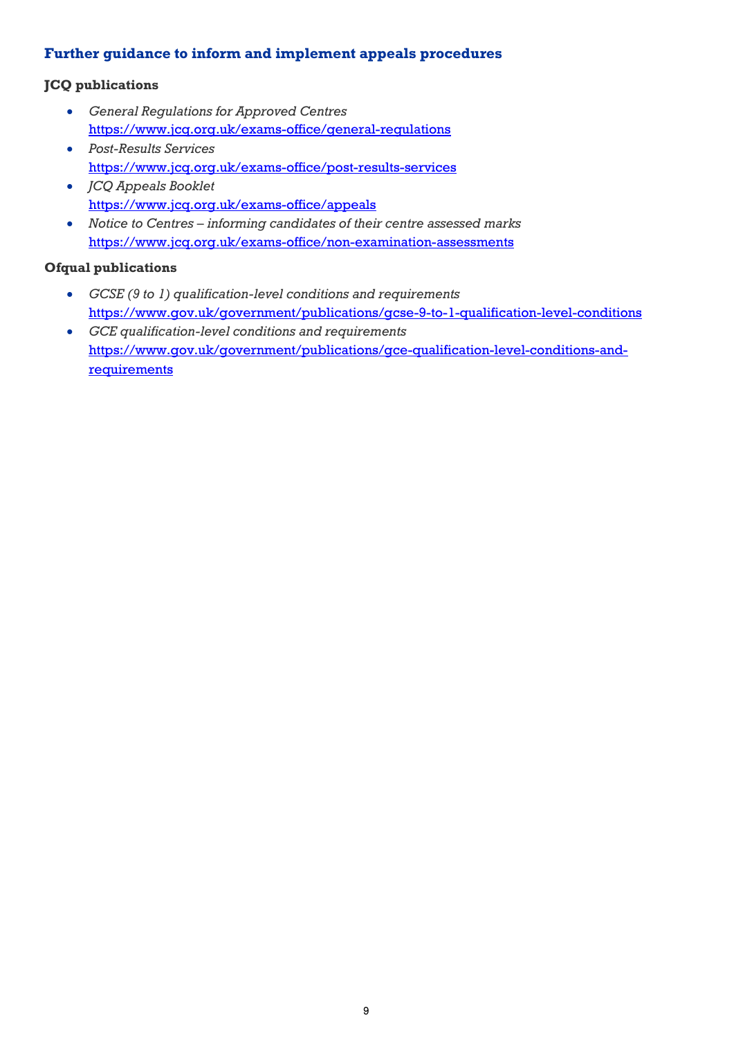## Further guidance to inform and implement appeals procedures

### JCQ publications

- *General Regulations for Approved Centres*
  https://www.jcq.org.uk/exams-office/general-regulations
- *Post-Results Services*
  https://www.jcq.org.uk/exams-office/post-results-services
- *JCQ Appeals Booklet*
  https://www.jcq.org.uk/exams-office/appeals
- *Notice to Centres – informing candidates of their centre assessed marks*
  https://www.jcq.org.uk/exams-office/non-examination-assessments

### Ofqual publications

- *GCSE (9 to 1) qualification-level conditions and requirements*
  https://www.gov.uk/government/publications/gcse-9-to-1-qualification-level-conditions
- *GCE qualification-level conditions and requirements*
  https://www.gov.uk/government/publications/gce-qualification-level-conditions-and-requirements